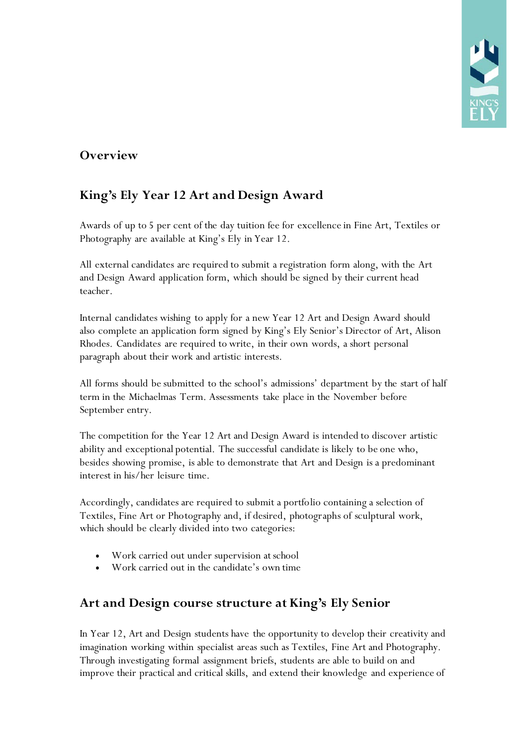## Overview

## King's Ely Year 12 Art and Design Award

Awards of up to 5 per cent of the day tuition fee for excellence in Fine Art, Textiles or Photography are available at King's Ely in Year 12.

All external candidates are required to submit a registration form along, with the Art and Design Award application form, which should be signed by their current head teacher.

Internal candidates wishing to apply for a new Year 12 Art and Design Award should also complete an application form signed by King's Ely Senior's Director of Art, Alison Rhodes. Candidates are required to write, in their own words, a short personal paragraph about their work and artistic interests.

All forms should be submitted to the school's admissions' department by the start of half term in the Michaelmas Term. Assessments take place in the November before September entry.

The competition for the Year 12 Art and Design Award is intended to discover artistic ability and exceptional potential. The successful candidate is likely to be one who, besides showing promise, is able to demonstrate that Art and Design is a predominant interest in his/her leisure time.

Accordingly, candidates are required to submit a portfolio containing a selection of Textiles, Fine Art or Photography and, if desired, photographs of sculptural work, which should be clearly divided into two categories:

- Work carried out under supervision at school
- Work carried out in the candidate's own time

## Art and Design course structure at King's Ely Senior

In Year 12, Art and Design students have the opportunity to develop their creativity and imagination working within specialist areas such as Textiles, Fine Art and Photography. Through investigating formal assignment briefs, students are able to build on and improve their practical and critical skills, and extend their knowledge and experience of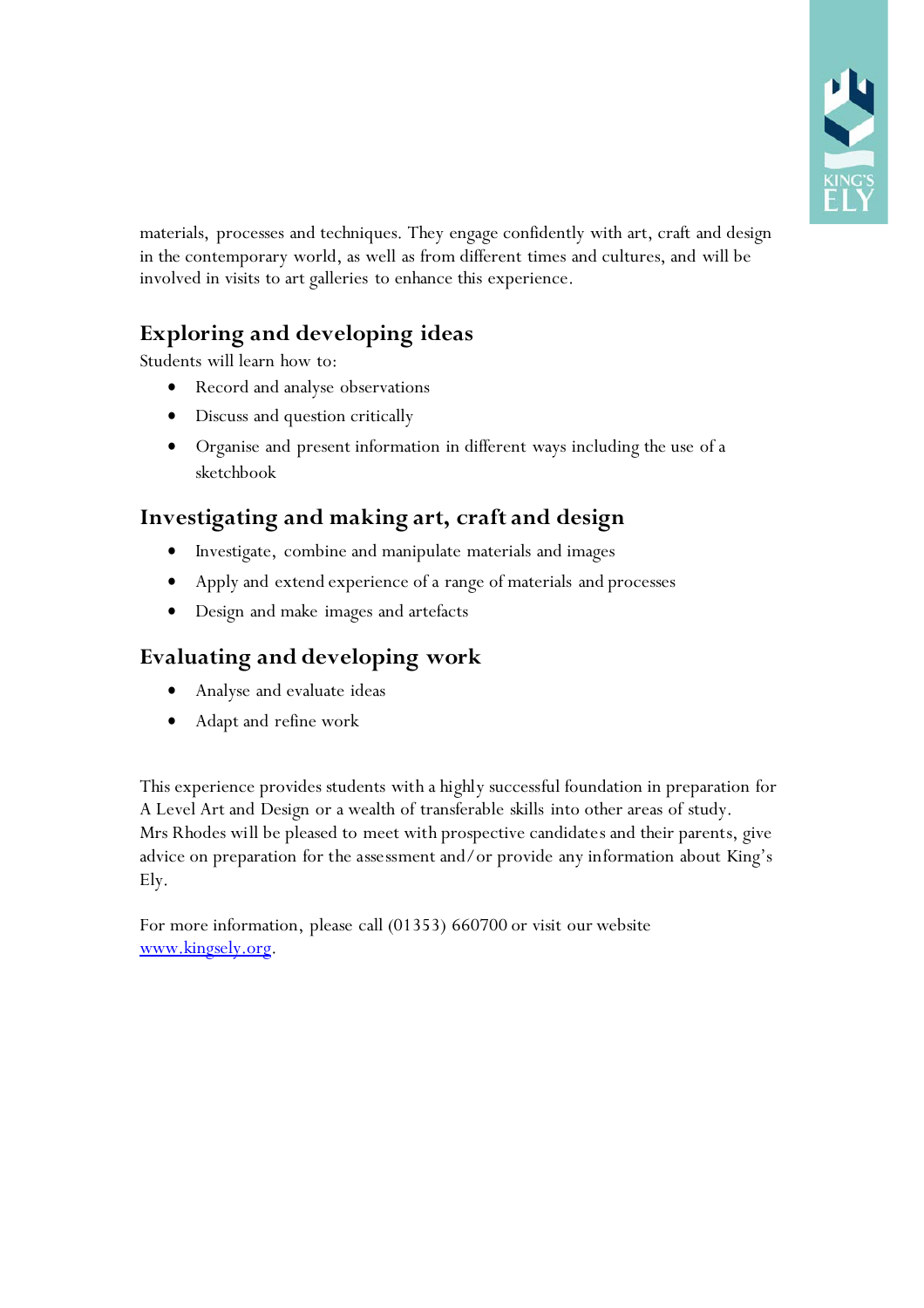materials, processes and techniques. They engage confidently with art, craft and design in the contemporary world, as well as from different times and cultures, and will be involved in visits to art galleries to enhance this experience.

## Exploring and developing ideas

Students will learn how to:

- Record and analyse observations
- Discuss and question critically
- Organise and present information in different ways including the use of a sketchbook

## Investigating and making art, craft and design

- Investigate, combine and manipulate materials and images
- Apply and extend experience of a range of materials and processes
- Design and make images and artefacts

## Evaluating and developing work

- Analyse and evaluate ideas
- Adapt and refine work

This experience provides students with a highly successful foundation in preparation for A Level Art and Design or a wealth of transferable skills into other areas of study.
Mrs Rhodes will be pleased to meet with prospective candidates and their parents, give advice on preparation for the assessment and/or provide any information about King's Ely.

For more information, please call (01353) 660700 or visit our website [www.kingsely.org](http://www.kingsely.org).